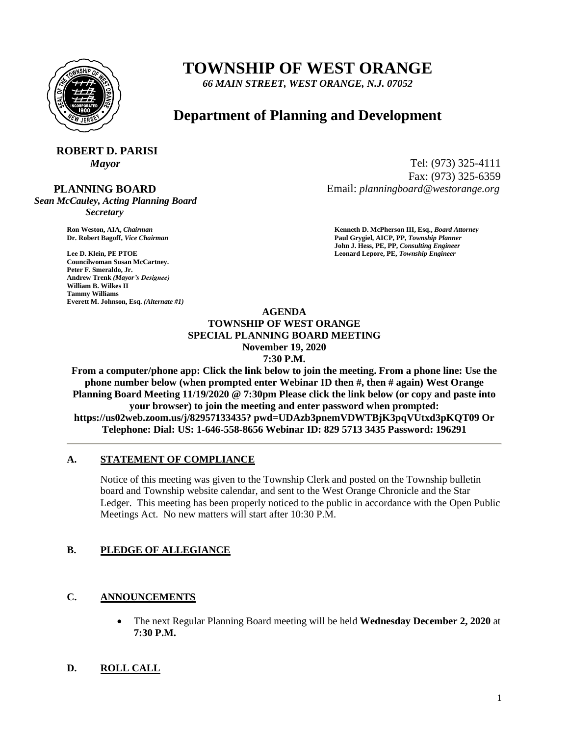# TOWNSHIP OF WEST ORANGE

*66 MAIN STREET, WEST ORANGE, N.J. 07052*

## Department of Planning and Development

**ROBERT D. PARISI**
*Mayor*

Tel: (973) 325-4111
Fax: (973) 325-6359
Email: *planningboard@westorange.org*

**PLANNING BOARD**
*Sean McCauley, Acting Planning Board Secretary*

**Ron Weston, AIA,** *Chairman*
**Dr. Robert Bagoff,** *Vice Chairman*

**Lee D. Klein, PE PTOE**
**Councilwoman Susan McCartney.**
**Peter F. Smeraldo, Jr.**
**Andrew Trenk** *(Mayor's Designee)*
**William B. Wilkes II**
**Tammy Williams**
**Everett M. Johnson, Esq.** *(Alternate #1)*

**Kenneth D. McPherson III, Esq.,** *Board Attorney*
**Paul Grygiel, AICP, PP,** *Township Planner*
**John J. Hess, PE, PP,** *Consulting Engineer*
**Leonard Lepore, PE,** *Township Engineer*

**AGENDA**
**TOWNSHIP OF WEST ORANGE**
**SPECIAL PLANNING BOARD MEETING**
**November 19, 2020**
**7:30 P.M.**

**From a computer/phone app: Click the link below to join the meeting. From a phone line: Use the phone number below (when prompted enter Webinar ID then #, then # again) West Orange Planning Board Meeting 11/19/2020 @ 7:30pm Please click the link below (or copy and paste into your browser) to join the meeting and enter password when prompted: https://us02web.zoom.us/j/82957133435? pwd=UDAzb3pnemVDWTBjK3pqVUtxd3pKQT09 Or Telephone: Dial: US: 1-646-558-8656 Webinar ID: 829 5713 3435 Password: 196291**

---

### A. STATEMENT OF COMPLIANCE

Notice of this meeting was given to the Township Clerk and posted on the Township bulletin board and Township website calendar, and sent to the West Orange Chronicle and the Star Ledger. This meeting has been properly noticed to the public in accordance with the Open Public Meetings Act. No new matters will start after 10:30 P.M.

### B. PLEDGE OF ALLEGIANCE

### C. ANNOUNCEMENTS

- The next Regular Planning Board meeting will be held **Wednesday December 2, 2020** at **7:30 P.M.**

### D. ROLL CALL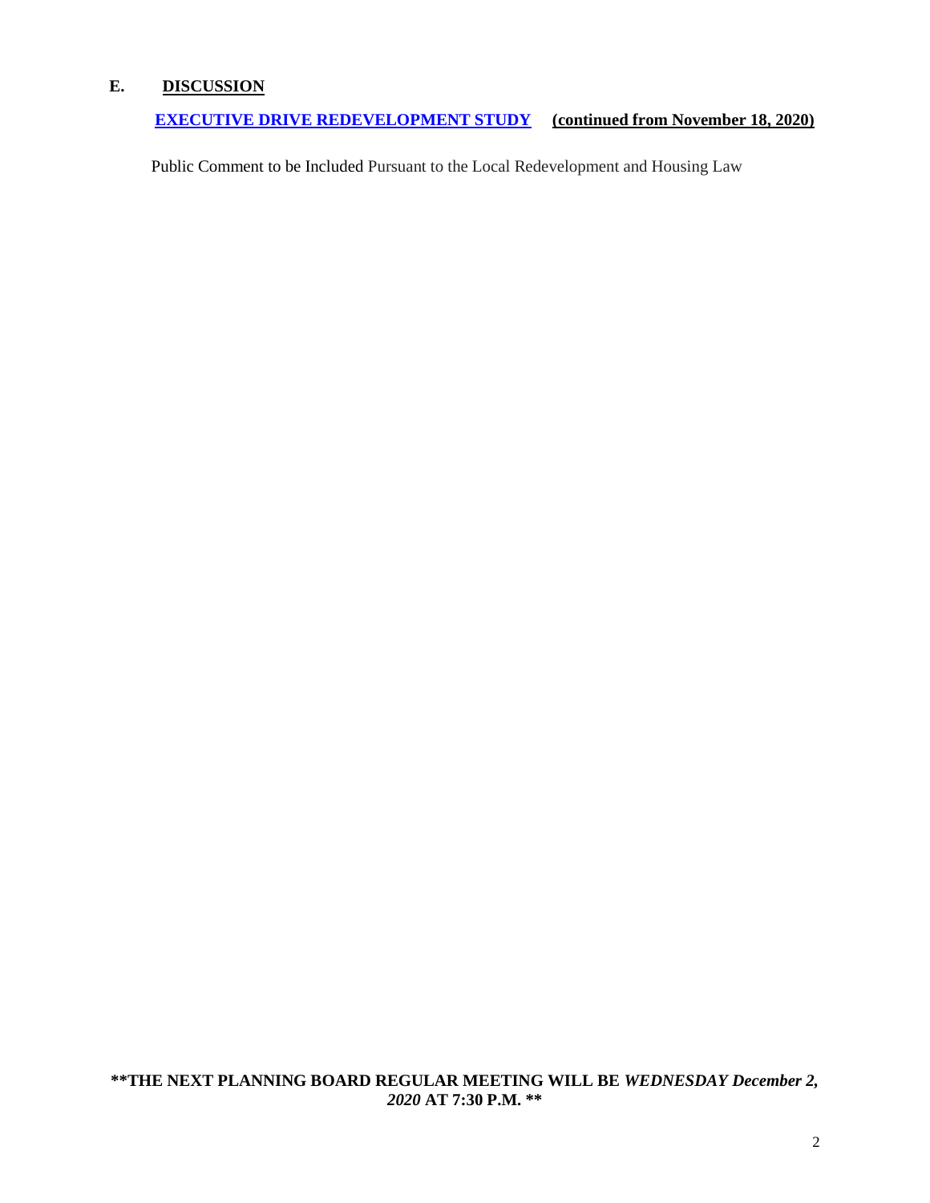## E. DISCUSSION

**EXECUTIVE DRIVE REDEVELOPMENT STUDY** **(continued from November 18, 2020)**

Public Comment to be Included Pursuant to the Local Redevelopment and Housing Law

**\*\*THE NEXT PLANNING BOARD REGULAR MEETING WILL BE *WEDNESDAY December 2, 2020* AT 7:30 P.M. \*\***